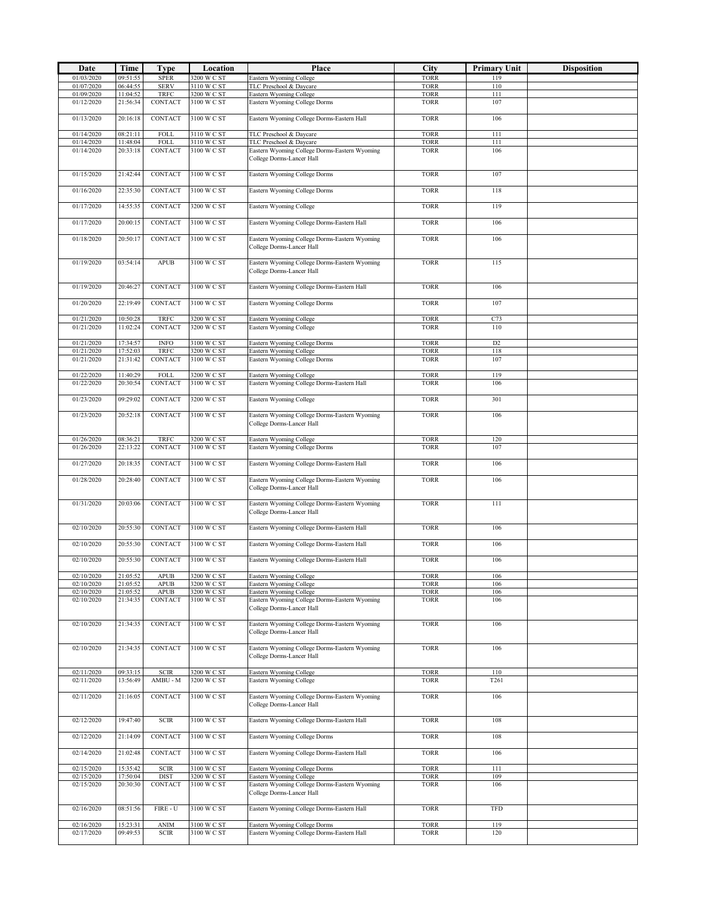| Date | Time | Type | Location | Place | City | Primary Unit | Disposition |
|---|---|---|---|---|---|---|---|
| 01/03/2020 | 09:51:55 | SPER | 3200 W C ST | Eastern Wyoming College | TORR | 119 | |
| 01/07/2020 | 06:44:55 | SERV | 3110 W C ST | TLC Preschool & Daycare | TORR | 110 | |
| 01/09/2020 | 11:04:52 | TRFC | 3200 W C ST | Eastern Wyoming College | TORR | 111 | |
| 01/12/2020 | 21:56:34 | CONTACT | 3100 W C ST | Eastern Wyoming College Dorms | TORR | 107 | |
| 01/13/2020 | 20:16:18 | CONTACT | 3100 W C ST | Eastern Wyoming College Dorms-Eastern Hall | TORR | 106 | |
| 01/14/2020 | 08:21:11 | FOLL | 3110 W C ST | TLC Preschool & Daycare | TORR | 111 | |
| 01/14/2020 | 11:48:04 | FOLL | 3110 W C ST | TLC Preschool & Daycare | TORR | 111 | |
| 01/14/2020 | 20:33:18 | CONTACT | 3100 W C ST | Eastern Wyoming College Dorms-Eastern Wyoming College Dorms-Lancer Hall | TORR | 106 | |
| 01/15/2020 | 21:42:44 | CONTACT | 3100 W C ST | Eastern Wyoming College Dorms | TORR | 107 | |
| 01/16/2020 | 22:35:30 | CONTACT | 3100 W C ST | Eastern Wyoming College Dorms | TORR | 118 | |
| 01/17/2020 | 14:55:35 | CONTACT | 3200 W C ST | Eastern Wyoming College | TORR | 119 | |
| 01/17/2020 | 20:00:15 | CONTACT | 3100 W C ST | Eastern Wyoming College Dorms-Eastern Hall | TORR | 106 | |
| 01/18/2020 | 20:50:17 | CONTACT | 3100 W C ST | Eastern Wyoming College Dorms-Eastern Wyoming College Dorms-Lancer Hall | TORR | 106 | |
| 01/19/2020 | 03:54:14 | APUB | 3100 W C ST | Eastern Wyoming College Dorms-Eastern Wyoming College Dorms-Lancer Hall | TORR | 115 | |
| 01/19/2020 | 20:46:27 | CONTACT | 3100 W C ST | Eastern Wyoming College Dorms-Eastern Hall | TORR | 106 | |
| 01/20/2020 | 22:19:49 | CONTACT | 3100 W C ST | Eastern Wyoming College Dorms | TORR | 107 | |
| 01/21/2020 | 10:50:28 | TRFC | 3200 W C ST | Eastern Wyoming College | TORR | C73 | |
| 01/21/2020 | 11:02:24 | CONTACT | 3200 W C ST | Eastern Wyoming College | TORR | 110 | |
| 01/21/2020 | 17:34:57 | INFO | 3100 W C ST | Eastern Wyoming College Dorms | TORR | D2 | |
| 01/21/2020 | 17:52:03 | TRFC | 3200 W C ST | Eastern Wyoming College | TORR | 118 | |
| 01/21/2020 | 21:31:42 | CONTACT | 3100 W C ST | Eastern Wyoming College Dorms | TORR | 107 | |
| 01/22/2020 | 11:40:29 | FOLL | 3200 W C ST | Eastern Wyoming College | TORR | 119 | |
| 01/22/2020 | 20:30:54 | CONTACT | 3100 W C ST | Eastern Wyoming College Dorms-Eastern Hall | TORR | 106 | |
| 01/23/2020 | 09:29:02 | CONTACT | 3200 W C ST | Eastern Wyoming College | TORR | 301 | |
| 01/23/2020 | 20:52:18 | CONTACT | 3100 W C ST | Eastern Wyoming College Dorms-Eastern Wyoming College Dorms-Lancer Hall | TORR | 106 | |
| 01/26/2020 | 08:36:21 | TRFC | 3200 W C ST | Eastern Wyoming College | TORR | 120 | |
| 01/26/2020 | 22:13:22 | CONTACT | 3100 W C ST | Eastern Wyoming College Dorms | TORR | 107 | |
| 01/27/2020 | 20:18:35 | CONTACT | 3100 W C ST | Eastern Wyoming College Dorms-Eastern Hall | TORR | 106 | |
| 01/28/2020 | 20:28:40 | CONTACT | 3100 W C ST | Eastern Wyoming College Dorms-Eastern Wyoming College Dorms-Lancer Hall | TORR | 106 | |
| 01/31/2020 | 20:03:06 | CONTACT | 3100 W C ST | Eastern Wyoming College Dorms-Eastern Wyoming College Dorms-Lancer Hall | TORR | 111 | |
| 02/10/2020 | 20:55:30 | CONTACT | 3100 W C ST | Eastern Wyoming College Dorms-Eastern Hall | TORR | 106 | |
| 02/10/2020 | 20:55:30 | CONTACT | 3100 W C ST | Eastern Wyoming College Dorms-Eastern Hall | TORR | 106 | |
| 02/10/2020 | 20:55:30 | CONTACT | 3100 W C ST | Eastern Wyoming College Dorms-Eastern Hall | TORR | 106 | |
| 02/10/2020 | 21:05:52 | APUB | 3200 W C ST | Eastern Wyoming College | TORR | 106 | |
| 02/10/2020 | 21:05:52 | APUB | 3200 W C ST | Eastern Wyoming College | TORR | 106 | |
| 02/10/2020 | 21:05:52 | APUB | 3200 W C ST | Eastern Wyoming College | TORR | 106 | |
| 02/10/2020 | 21:34:35 | CONTACT | 3100 W C ST | Eastern Wyoming College Dorms-Eastern Wyoming College Dorms-Lancer Hall | TORR | 106 | |
| 02/10/2020 | 21:34:35 | CONTACT | 3100 W C ST | Eastern Wyoming College Dorms-Eastern Wyoming College Dorms-Lancer Hall | TORR | 106 | |
| 02/10/2020 | 21:34:35 | CONTACT | 3100 W C ST | Eastern Wyoming College Dorms-Eastern Wyoming College Dorms-Lancer Hall | TORR | 106 | |
| 02/11/2020 | 09:33:15 | SCIR | 3200 W C ST | Eastern Wyoming College | TORR | 110 | |
| 02/11/2020 | 13:56:49 | AMBU - M | 3200 W C ST | Eastern Wyoming College | TORR | T261 | |
| 02/11/2020 | 21:16:05 | CONTACT | 3100 W C ST | Eastern Wyoming College Dorms-Eastern Wyoming College Dorms-Lancer Hall | TORR | 106 | |
| 02/12/2020 | 19:47:40 | SCIR | 3100 W C ST | Eastern Wyoming College Dorms-Eastern Hall | TORR | 108 | |
| 02/12/2020 | 21:14:09 | CONTACT | 3100 W C ST | Eastern Wyoming College Dorms | TORR | 108 | |
| 02/14/2020 | 21:02:48 | CONTACT | 3100 W C ST | Eastern Wyoming College Dorms-Eastern Hall | TORR | 106 | |
| 02/15/2020 | 15:35:42 | SCIR | 3100 W C ST | Eastern Wyoming College Dorms | TORR | 111 | |
| 02/15/2020 | 17:50:04 | DIST | 3200 W C ST | Eastern Wyoming College | TORR | 109 | |
| 02/15/2020 | 20:30:30 | CONTACT | 3100 W C ST | Eastern Wyoming College Dorms-Eastern Wyoming College Dorms-Lancer Hall | TORR | 106 | |
| 02/16/2020 | 08:51:56 | FIRE - U | 3100 W C ST | Eastern Wyoming College Dorms-Eastern Hall | TORR | TFD | |
| 02/16/2020 | 15:23:31 | ANIM | 3100 W C ST | Eastern Wyoming College Dorms | TORR | 119 | |
| 02/17/2020 | 09:49:53 | SCIR | 3100 W C ST | Eastern Wyoming College Dorms-Eastern Hall | TORR | 120 | |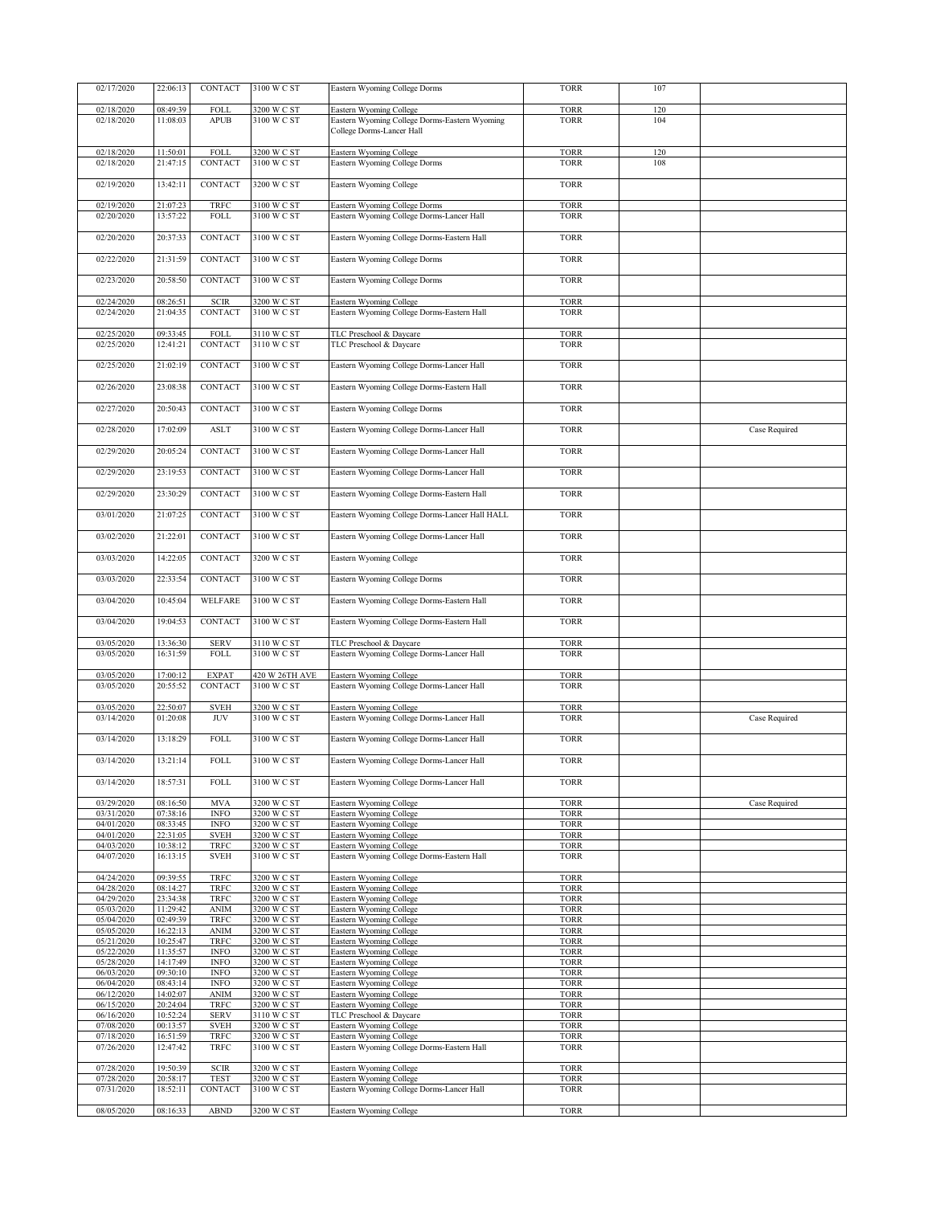| 02/17/2020 | 22:06:13 | CONTACT | 3100 W C ST | Eastern Wyoming College Dorms | TORR | 107 | |
|---|---|---|---|---|---|---|---|
| 02/18/2020 | 08:49:39 | FOLL | 3200 W C ST | Eastern Wyoming College | TORR | 120 | |
| 02/18/2020 | 11:08:03 | APUB | 3100 W C ST | Eastern Wyoming College Dorms-Eastern Wyoming College Dorms-Lancer Hall | TORR | 104 | |
| 02/18/2020 | 11:50:01 | FOLL | 3200 W C ST | Eastern Wyoming College | TORR | 120 | |
| 02/18/2020 | 21:47:15 | CONTACT | 3100 W C ST | Eastern Wyoming College Dorms | TORR | 108 | |
| 02/19/2020 | 13:42:11 | CONTACT | 3200 W C ST | Eastern Wyoming College | TORR | | |
| 02/19/2020 | 21:07:23 | TRFC | 3100 W C ST | Eastern Wyoming College Dorms | TORR | | |
| 02/20/2020 | 13:57:22 | FOLL | 3100 W C ST | Eastern Wyoming College Dorms-Lancer Hall | TORR | | |
| 02/20/2020 | 20:37:33 | CONTACT | 3100 W C ST | Eastern Wyoming College Dorms-Eastern Hall | TORR | | |
| 02/22/2020 | 21:31:59 | CONTACT | 3100 W C ST | Eastern Wyoming College Dorms | TORR | | |
| 02/23/2020 | 20:58:50 | CONTACT | 3100 W C ST | Eastern Wyoming College Dorms | TORR | | |
| 02/24/2020 | 08:26:51 | SCIR | 3200 W C ST | Eastern Wyoming College | TORR | | |
| 02/24/2020 | 21:04:35 | CONTACT | 3100 W C ST | Eastern Wyoming College Dorms-Eastern Hall | TORR | | |
| 02/25/2020 | 09:33:45 | FOLL | 3110 W C ST | TLC Preschool & Daycare | TORR | | |
| 02/25/2020 | 12:41:21 | CONTACT | 3110 W C ST | TLC Preschool & Daycare | TORR | | |
| 02/25/2020 | 21:02:19 | CONTACT | 3100 W C ST | Eastern Wyoming College Dorms-Lancer Hall | TORR | | |
| 02/26/2020 | 23:08:38 | CONTACT | 3100 W C ST | Eastern Wyoming College Dorms-Eastern Hall | TORR | | |
| 02/27/2020 | 20:50:43 | CONTACT | 3100 W C ST | Eastern Wyoming College Dorms | TORR | | |
| 02/28/2020 | 17:02:09 | ASLT | 3100 W C ST | Eastern Wyoming College Dorms-Lancer Hall | TORR | | Case Required |
| 02/29/2020 | 20:05:24 | CONTACT | 3100 W C ST | Eastern Wyoming College Dorms-Lancer Hall | TORR | | |
| 02/29/2020 | 23:19:53 | CONTACT | 3100 W C ST | Eastern Wyoming College Dorms-Lancer Hall | TORR | | |
| 02/29/2020 | 23:30:29 | CONTACT | 3100 W C ST | Eastern Wyoming College Dorms-Eastern Hall | TORR | | |
| 03/01/2020 | 21:07:25 | CONTACT | 3100 W C ST | Eastern Wyoming College Dorms-Lancer Hall HALL | TORR | | |
| 03/02/2020 | 21:22:01 | CONTACT | 3100 W C ST | Eastern Wyoming College Dorms-Lancer Hall | TORR | | |
| 03/03/2020 | 14:22:05 | CONTACT | 3200 W C ST | Eastern Wyoming College | TORR | | |
| 03/03/2020 | 22:33:54 | CONTACT | 3100 W C ST | Eastern Wyoming College Dorms | TORR | | |
| 03/04/2020 | 10:45:04 | WELFARE | 3100 W C ST | Eastern Wyoming College Dorms-Eastern Hall | TORR | | |
| 03/04/2020 | 19:04:53 | CONTACT | 3100 W C ST | Eastern Wyoming College Dorms-Eastern Hall | TORR | | |
| 03/05/2020 | 13:36:30 | SERV | 3110 W C ST | TLC Preschool & Daycare | TORR | | |
| 03/05/2020 | 16:31:59 | FOLL | 3100 W C ST | Eastern Wyoming College Dorms-Lancer Hall | TORR | | |
| 03/05/2020 | 17:00:12 | EXPAT | 420 W 26TH AVE | Eastern Wyoming College | TORR | | |
| 03/05/2020 | 20:55:52 | CONTACT | 3100 W C ST | Eastern Wyoming College Dorms-Lancer Hall | TORR | | |
| 03/05/2020 | 22:50:07 | SVEH | 3200 W C ST | Eastern Wyoming College | TORR | | |
| 03/14/2020 | 01:20:08 | JUV | 3100 W C ST | Eastern Wyoming College Dorms-Lancer Hall | TORR | | Case Required |
| 03/14/2020 | 13:18:29 | FOLL | 3100 W C ST | Eastern Wyoming College Dorms-Lancer Hall | TORR | | |
| 03/14/2020 | 13:21:14 | FOLL | 3100 W C ST | Eastern Wyoming College Dorms-Lancer Hall | TORR | | |
| 03/14/2020 | 18:57:31 | FOLL | 3100 W C ST | Eastern Wyoming College Dorms-Lancer Hall | TORR | | |
| 03/29/2020 | 08:16:50 | MVA | 3200 W C ST | Eastern Wyoming College | TORR | | Case Required |
| 03/31/2020 | 07:38:16 | INFO | 3200 W C ST | Eastern Wyoming College | TORR | | |
| 04/01/2020 | 08:33:45 | INFO | 3200 W C ST | Eastern Wyoming College | TORR | | |
| 04/01/2020 | 22:31:05 | SVEH | 3200 W C ST | Eastern Wyoming College | TORR | | |
| 04/03/2020 | 10:38:12 | TRFC | 3200 W C ST | Eastern Wyoming College | TORR | | |
| 04/07/2020 | 16:13:15 | SVEH | 3100 W C ST | Eastern Wyoming College Dorms-Eastern Hall | TORR | | |
| 04/24/2020 | 09:39:55 | TRFC | 3200 W C ST | Eastern Wyoming College | TORR | | |
| 04/28/2020 | 08:14:27 | TRFC | 3200 W C ST | Eastern Wyoming College | TORR | | |
| 04/29/2020 | 23:34:38 | TRFC | 3200 W C ST | Eastern Wyoming College | TORR | | |
| 05/03/2020 | 11:29:42 | ANIM | 3200 W C ST | Eastern Wyoming College | TORR | | |
| 05/04/2020 | 02:49:39 | TRFC | 3200 W C ST | Eastern Wyoming College | TORR | | |
| 05/05/2020 | 16:22:13 | ANIM | 3200 W C ST | Eastern Wyoming College | TORR | | |
| 05/21/2020 | 10:25:47 | TRFC | 3200 W C ST | Eastern Wyoming College | TORR | | |
| 05/22/2020 | 11:35:57 | INFO | 3200 W C ST | Eastern Wyoming College | TORR | | |
| 05/28/2020 | 14:17:49 | INFO | 3200 W C ST | Eastern Wyoming College | TORR | | |
| 06/03/2020 | 09:30:10 | INFO | 3200 W C ST | Eastern Wyoming College | TORR | | |
| 06/04/2020 | 08:43:14 | INFO | 3200 W C ST | Eastern Wyoming College | TORR | | |
| 06/12/2020 | 14:02:07 | ANIM | 3200 W C ST | Eastern Wyoming College | TORR | | |
| 06/15/2020 | 20:24:04 | TRFC | 3200 W C ST | Eastern Wyoming College | TORR | | |
| 06/16/2020 | 10:52:24 | SERV | 3110 W C ST | TLC Preschool & Daycare | TORR | | |
| 07/08/2020 | 00:13:57 | SVEH | 3200 W C ST | Eastern Wyoming College | TORR | | |
| 07/18/2020 | 16:51:59 | TRFC | 3200 W C ST | Eastern Wyoming College | TORR | | |
| 07/26/2020 | 12:47:42 | TRFC | 3100 W C ST | Eastern Wyoming College Dorms-Eastern Hall | TORR | | |
| 07/28/2020 | 19:50:39 | SCIR | 3200 W C ST | Eastern Wyoming College | TORR | | |
| 07/28/2020 | 20:58:17 | TEST | 3200 W C ST | Eastern Wyoming College | TORR | | |
| 07/31/2020 | 18:52:11 | CONTACT | 3100 W C ST | Eastern Wyoming College Dorms-Lancer Hall | TORR | | |
| 08/05/2020 | 08:16:33 | ABND | 3200 W C ST | Eastern Wyoming College | TORR | | |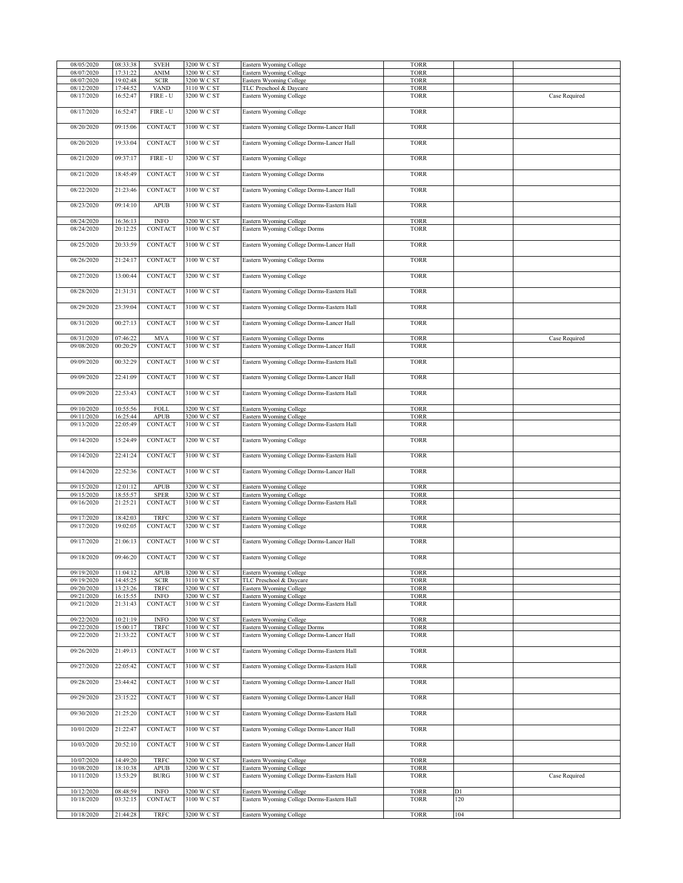| | | | | | | | |
|---|---|---|---|---|---|---|---|
| 08/05/2020 | 08:33:38 | SVEH | 3200 W C ST | Eastern Wyoming College | TORR | | |
| 08/07/2020 | 17:31:22 | ANIM | 3200 W C ST | Eastern Wyoming College | TORR | | |
| 08/07/2020 | 19:02:48 | SCIR | 3200 W C ST | Eastern Wyoming College | TORR | | |
| 08/12/2020 | 17:44:52 | VAND | 3110 W C ST | TLC Preschool & Daycare | TORR | | |
| 08/17/2020 | 16:52:47 | FIRE - U | 3200 W C ST | Eastern Wyoming College | TORR | | Case Required |
| 08/17/2020 | 16:52:47 | FIRE - U | 3200 W C ST | Eastern Wyoming College | TORR | | |
| 08/20/2020 | 09:15:06 | CONTACT | 3100 W C ST | Eastern Wyoming College Dorms-Lancer Hall | TORR | | |
| 08/20/2020 | 19:33:04 | CONTACT | 3100 W C ST | Eastern Wyoming College Dorms-Lancer Hall | TORR | | |
| 08/21/2020 | 09:37:17 | FIRE - U | 3200 W C ST | Eastern Wyoming College | TORR | | |
| 08/21/2020 | 18:45:49 | CONTACT | 3100 W C ST | Eastern Wyoming College Dorms | TORR | | |
| 08/22/2020 | 21:23:46 | CONTACT | 3100 W C ST | Eastern Wyoming College Dorms-Lancer Hall | TORR | | |
| 08/23/2020 | 09:14:10 | APUB | 3100 W C ST | Eastern Wyoming College Dorms-Eastern Hall | TORR | | |
| 08/24/2020 | 16:36:13 | INFO | 3200 W C ST | Eastern Wyoming College | TORR | | |
| 08/24/2020 | 20:12:25 | CONTACT | 3100 W C ST | Eastern Wyoming College Dorms | TORR | | |
| 08/25/2020 | 20:33:59 | CONTACT | 3100 W C ST | Eastern Wyoming College Dorms-Lancer Hall | TORR | | |
| 08/26/2020 | 21:24:17 | CONTACT | 3100 W C ST | Eastern Wyoming College Dorms | TORR | | |
| 08/27/2020 | 13:00:44 | CONTACT | 3200 W C ST | Eastern Wyoming College | TORR | | |
| 08/28/2020 | 21:31:31 | CONTACT | 3100 W C ST | Eastern Wyoming College Dorms-Eastern Hall | TORR | | |
| 08/29/2020 | 23:39:04 | CONTACT | 3100 W C ST | Eastern Wyoming College Dorms-Eastern Hall | TORR | | |
| 08/31/2020 | 00:27:13 | CONTACT | 3100 W C ST | Eastern Wyoming College Dorms-Lancer Hall | TORR | | |
| 08/31/2020 | 07:46:22 | MVA | 3100 W C ST | Eastern Wyoming College Dorms | TORR | | Case Required |
| 09/08/2020 | 00:20:29 | CONTACT | 3100 W C ST | Eastern Wyoming College Dorms-Lancer Hall | TORR | | |
| 09/09/2020 | 00:32:29 | CONTACT | 3100 W C ST | Eastern Wyoming College Dorms-Eastern Hall | TORR | | |
| 09/09/2020 | 22:41:09 | CONTACT | 3100 W C ST | Eastern Wyoming College Dorms-Lancer Hall | TORR | | |
| 09/09/2020 | 22:53:43 | CONTACT | 3100 W C ST | Eastern Wyoming College Dorms-Eastern Hall | TORR | | |
| 09/10/2020 | 10:55:56 | FOLL | 3200 W C ST | Eastern Wyoming College | TORR | | |
| 09/11/2020 | 16:25:44 | APUB | 3200 W C ST | Eastern Wyoming College | TORR | | |
| 09/13/2020 | 22:05:49 | CONTACT | 3100 W C ST | Eastern Wyoming College Dorms-Eastern Hall | TORR | | |
| 09/14/2020 | 15:24:49 | CONTACT | 3200 W C ST | Eastern Wyoming College | TORR | | |
| 09/14/2020 | 22:41:24 | CONTACT | 3100 W C ST | Eastern Wyoming College Dorms-Eastern Hall | TORR | | |
| 09/14/2020 | 22:52:36 | CONTACT | 3100 W C ST | Eastern Wyoming College Dorms-Lancer Hall | TORR | | |
| 09/15/2020 | 12:01:12 | APUB | 3200 W C ST | Eastern Wyoming College | TORR | | |
| 09/15/2020 | 18:55:57 | SPER | 3200 W C ST | Eastern Wyoming College | TORR | | |
| 09/16/2020 | 21:25:21 | CONTACT | 3100 W C ST | Eastern Wyoming College Dorms-Eastern Hall | TORR | | |
| 09/17/2020 | 18:42:03 | TRFC | 3200 W C ST | Eastern Wyoming College | TORR | | |
| 09/17/2020 | 19:02:05 | CONTACT | 3200 W C ST | Eastern Wyoming College | TORR | | |
| 09/17/2020 | 21:06:13 | CONTACT | 3100 W C ST | Eastern Wyoming College Dorms-Lancer Hall | TORR | | |
| 09/18/2020 | 09:46:20 | CONTACT | 3200 W C ST | Eastern Wyoming College | TORR | | |
| 09/19/2020 | 11:04:12 | APUB | 3200 W C ST | Eastern Wyoming College | TORR | | |
| 09/19/2020 | 14:45:25 | SCIR | 3110 W C ST | TLC Preschool & Daycare | TORR | | |
| 09/20/2020 | 13:23:26 | TRFC | 3200 W C ST | Eastern Wyoming College | TORR | | |
| 09/21/2020 | 16:15:55 | INFO | 3200 W C ST | Eastern Wyoming College | TORR | | |
| 09/21/2020 | 21:31:43 | CONTACT | 3100 W C ST | Eastern Wyoming College Dorms-Eastern Hall | TORR | | |
| 09/22/2020 | 10:21:19 | INFO | 3200 W C ST | Eastern Wyoming College | TORR | | |
| 09/22/2020 | 15:00:17 | TRFC | 3100 W C ST | Eastern Wyoming College Dorms | TORR | | |
| 09/22/2020 | 21:33:22 | CONTACT | 3100 W C ST | Eastern Wyoming College Dorms-Lancer Hall | TORR | | |
| 09/26/2020 | 21:49:13 | CONTACT | 3100 W C ST | Eastern Wyoming College Dorms-Eastern Hall | TORR | | |
| 09/27/2020 | 22:05:42 | CONTACT | 3100 W C ST | Eastern Wyoming College Dorms-Eastern Hall | TORR | | |
| 09/28/2020 | 23:44:42 | CONTACT | 3100 W C ST | Eastern Wyoming College Dorms-Lancer Hall | TORR | | |
| 09/29/2020 | 23:15:22 | CONTACT | 3100 W C ST | Eastern Wyoming College Dorms-Lancer Hall | TORR | | |
| 09/30/2020 | 21:25:20 | CONTACT | 3100 W C ST | Eastern Wyoming College Dorms-Eastern Hall | TORR | | |
| 10/01/2020 | 21:22:47 | CONTACT | 3100 W C ST | Eastern Wyoming College Dorms-Lancer Hall | TORR | | |
| 10/03/2020 | 20:52:10 | CONTACT | 3100 W C ST | Eastern Wyoming College Dorms-Lancer Hall | TORR | | |
| 10/07/2020 | 14:49:20 | TRFC | 3200 W C ST | Eastern Wyoming College | TORR | | |
| 10/08/2020 | 18:10:38 | APUB | 3200 W C ST | Eastern Wyoming College | TORR | | |
| 10/11/2020 | 13:53:29 | BURG | 3100 W C ST | Eastern Wyoming College Dorms-Eastern Hall | TORR | | Case Required |
| 10/12/2020 | 08:48:59 | INFO | 3200 W C ST | Eastern Wyoming College | TORR | D1 | |
| 10/18/2020 | 03:32:15 | CONTACT | 3100 W C ST | Eastern Wyoming College Dorms-Eastern Hall | TORR | 120 | |
| 10/18/2020 | 21:44:28 | TRFC | 3200 W C ST | Eastern Wyoming College | TORR | 104 | |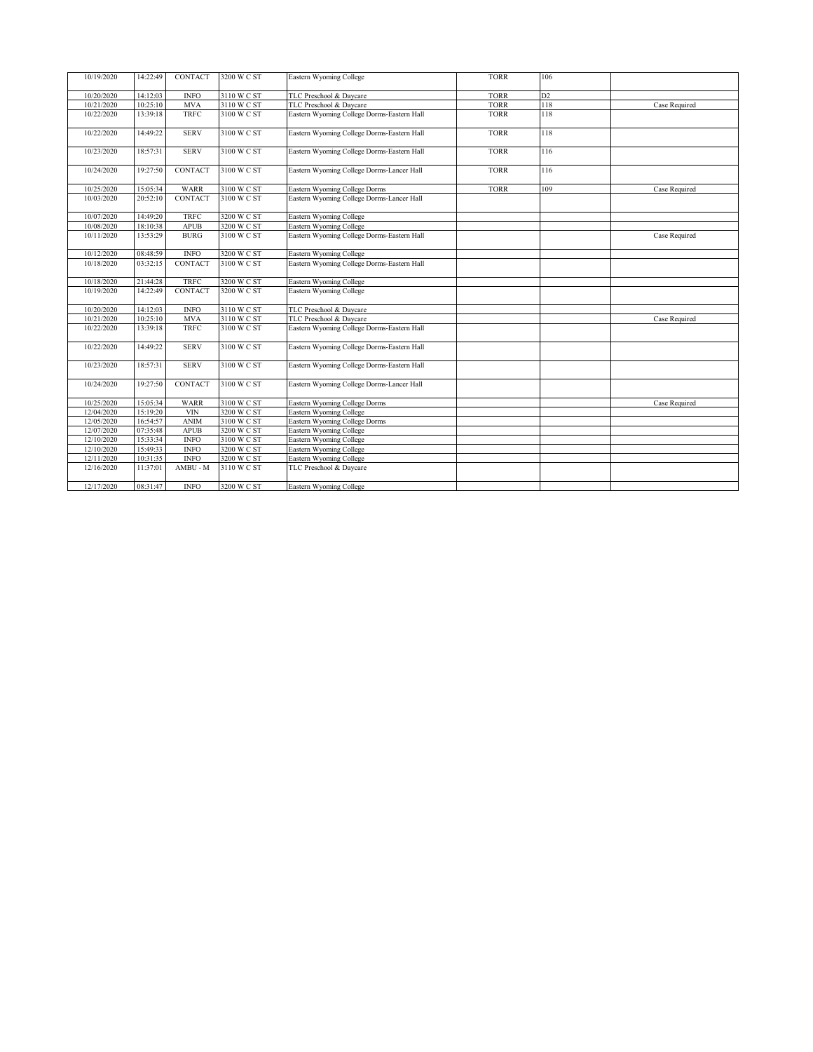| | | | | | | | |
|---|---|---|---|---|---|---|---|
| 10/19/2020 | 14:22:49 | CONTACT | 3200 W C ST | Eastern Wyoming College | TORR | 106 | |
| 10/20/2020 | 14:12:03 | INFO | 3110 W C ST | TLC Preschool & Daycare | TORR | D2 | |
| 10/21/2020 | 10:25:10 | MVA | 3110 W C ST | TLC Preschool & Daycare | TORR | 118 | Case Required |
| 10/22/2020 | 13:39:18 | TRFC | 3100 W C ST | Eastern Wyoming College Dorms-Eastern Hall | TORR | 118 | |
| 10/22/2020 | 14:49:22 | SERV | 3100 W C ST | Eastern Wyoming College Dorms-Eastern Hall | TORR | 118 | |
| 10/23/2020 | 18:57:31 | SERV | 3100 W C ST | Eastern Wyoming College Dorms-Eastern Hall | TORR | 116 | |
| 10/24/2020 | 19:27:50 | CONTACT | 3100 W C ST | Eastern Wyoming College Dorms-Lancer Hall | TORR | 116 | |
| 10/25/2020 | 15:05:34 | WARR | 3100 W C ST | Eastern Wyoming College Dorms | TORR | 109 | Case Required |
| 10/03/2020 | 20:52:10 | CONTACT | 3100 W C ST | Eastern Wyoming College Dorms-Lancer Hall | | | |
| 10/07/2020 | 14:49:20 | TRFC | 3200 W C ST | Eastern Wyoming College | | | |
| 10/08/2020 | 18:10:38 | APUB | 3200 W C ST | Eastern Wyoming College | | | |
| 10/11/2020 | 13:53:29 | BURG | 3100 W C ST | Eastern Wyoming College Dorms-Eastern Hall | | | Case Required |
| 10/12/2020 | 08:48:59 | INFO | 3200 W C ST | Eastern Wyoming College | | | |
| 10/18/2020 | 03:32:15 | CONTACT | 3100 W C ST | Eastern Wyoming College Dorms-Eastern Hall | | | |
| 10/18/2020 | 21:44:28 | TRFC | 3200 W C ST | Eastern Wyoming College | | | |
| 10/19/2020 | 14:22:49 | CONTACT | 3200 W C ST | Eastern Wyoming College | | | |
| 10/20/2020 | 14:12:03 | INFO | 3110 W C ST | TLC Preschool & Daycare | | | |
| 10/21/2020 | 10:25:10 | MVA | 3110 W C ST | TLC Preschool & Daycare | | | Case Required |
| 10/22/2020 | 13:39:18 | TRFC | 3100 W C ST | Eastern Wyoming College Dorms-Eastern Hall | | | |
| 10/22/2020 | 14:49:22 | SERV | 3100 W C ST | Eastern Wyoming College Dorms-Eastern Hall | | | |
| 10/23/2020 | 18:57:31 | SERV | 3100 W C ST | Eastern Wyoming College Dorms-Eastern Hall | | | |
| 10/24/2020 | 19:27:50 | CONTACT | 3100 W C ST | Eastern Wyoming College Dorms-Lancer Hall | | | |
| 10/25/2020 | 15:05:34 | WARR | 3100 W C ST | Eastern Wyoming College Dorms | | | Case Required |
| 12/04/2020 | 15:19:20 | VIN | 3200 W C ST | Eastern Wyoming College | | | |
| 12/05/2020 | 16:54:57 | ANIM | 3100 W C ST | Eastern Wyoming College Dorms | | | |
| 12/07/2020 | 07:35:48 | APUB | 3200 W C ST | Eastern Wyoming College | | | |
| 12/10/2020 | 15:33:34 | INFO | 3100 W C ST | Eastern Wyoming College | | | |
| 12/10/2020 | 15:49:33 | INFO | 3200 W C ST | Eastern Wyoming College | | | |
| 12/11/2020 | 10:31:35 | INFO | 3200 W C ST | Eastern Wyoming College | | | |
| 12/16/2020 | 11:37:01 | AMBU - M | 3110 W C ST | TLC Preschool & Daycare | | | |
| 12/17/2020 | 08:31:47 | INFO | 3200 W C ST | Eastern Wyoming College | | | |